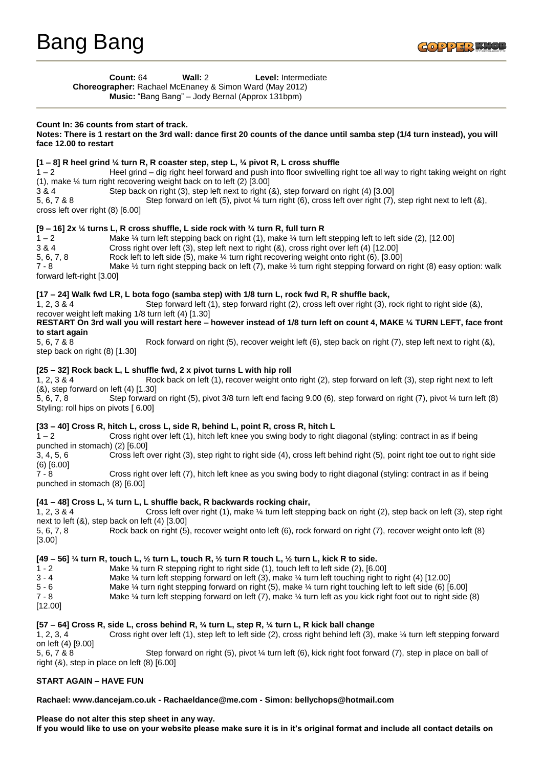# Bang Bang

**Count:** 64 **Wall:** 2 **Level:** Intermediate
**Choreographer:** Rachael McEnaney & Simon Ward (May 2012)
**Music:** "Bang Bang" – Jody Bernal (Approx 131bpm)

**Count In: 36 counts from start of track.**
**Notes: There is 1 restart on the 3rd wall: dance first 20 counts of the dance until samba step (1/4 turn instead), you will face 12.00 to restart**

**[1 – 8] R heel grind ¼ turn R, R coaster step, step L, ¼ pivot R, L cross shuffle**

1 – 2 Heel grind – dig right heel forward and push into floor swivelling right toe all way to right taking weight on right (1), make ¼ turn right recovering weight back on to left (2) [3.00]
3 & 4 Step back on right (3), step left next to right (&), step forward on right (4) [3.00]
5, 6, 7 & 8 Step forward on left (5), pivot ¼ turn right (6), cross left over right (7), step right next to left (&), cross left over right (8) [6.00]

**[9 – 16] 2x ¼ turns L, R cross shuffle, L side rock with ¼ turn R, full turn R**

1 – 2 Make ¼ turn left stepping back on right (1), make ¼ turn left stepping left to left side (2), [12.00]
3 & 4 Cross right over left (3), step left next to right (&), cross right over left (4) [12.00]
5, 6, 7, 8 Rock left to left side (5), make ¼ turn right recovering weight onto right (6), [3.00]
7 - 8 Make ½ turn right stepping back on left (7), make ½ turn right stepping forward on right (8) easy option: walk forward left-right [3.00]

**[17 – 24] Walk fwd LR, L bota fogo (samba step) with 1/8 turn L, rock fwd R, R shuffle back,**

1, 2, 3 & 4 Step forward left (1), step forward right (2), cross left over right (3), rock right to right side (&), recover weight left making 1/8 turn left (4) [1.30]

**RESTART On 3rd wall you will restart here – however instead of 1/8 turn left on count 4, MAKE ¼ TURN LEFT, face front to start again**

5, 6, 7 & 8 Rock forward on right (5), recover weight left (6), step back on right (7), step left next to right (&), step back on right (8) [1.30]

**[25 – 32] Rock back L, L shuffle fwd, 2 x pivot turns L with hip roll**

1, 2, 3 & 4 Rock back on left (1), recover weight onto right (2), step forward on left (3), step right next to left (&), step forward on left (4) [1.30]
5, 6, 7, 8 Step forward on right (5), pivot 3/8 turn left end facing 9.00 (6), step forward on right (7), pivot ¼ turn left (8) Styling: roll hips on pivots [ 6.00]

**[33 – 40] Cross R, hitch L, cross L, side R, behind L, point R, cross R, hitch L**

1 – 2 Cross right over left (1), hitch left knee you swing body to right diagonal (styling: contract in as if being punched in stomach) (2) [6.00]
3, 4, 5, 6 Cross left over right (3), step right to right side (4), cross left behind right (5), point right toe out to right side (6) [6.00]
7 - 8 Cross right over left (7), hitch left knee as you swing body to right diagonal (styling: contract in as if being punched in stomach (8) [6.00]

**[41 – 48] Cross L, ¼ turn L, L shuffle back, R backwards rocking chair,**

1, 2, 3 & 4 Cross left over right (1), make ¼ turn left stepping back on right (2), step back on left (3), step right next to left (&), step back on left (4) [3.00]
5, 6, 7, 8 Rock back on right (5), recover weight onto left (6), rock forward on right (7), recover weight onto left (8) [3.00]

**[49 – 56] ¼ turn R, touch L, ½ turn L, touch R, ½ turn R touch L, ½ turn L, kick R to side.**

1 - 2 Make ¼ turn R stepping right to right side (1), touch left to left side (2), [6.00]
3 - 4 Make ¼ turn left stepping forward on left (3), make ¼ turn left touching right to right (4) [12.00]
5 - 6 Make ¼ turn right stepping forward on right (5), make ¼ turn right touching left to left side (6) [6.00]
7 - 8 Make ¼ turn left stepping forward on left (7), make ¼ turn left as you kick right foot out to right side (8) [12.00]

**[57 – 64] Cross R, side L, cross behind R, ¼ turn L, step R, ¼ turn L, R kick ball change**

1, 2, 3, 4 Cross right over left (1), step left to left side (2), cross right behind left (3), make ¼ turn left stepping forward on left (4) [9.00]
5, 6, 7 & 8 Step forward on right (5), pivot ¼ turn left (6), kick right foot forward (7), step in place on ball of right (&), step in place on left (8) [6.00]

**START AGAIN – HAVE FUN**

**Rachael: www.dancejam.co.uk - Rachaeldance@me.com - Simon: bellychops@hotmail.com**

**Please do not alter this step sheet in any way.**
**If you would like to use on your website please make sure it is in it's original format and include all contact details on**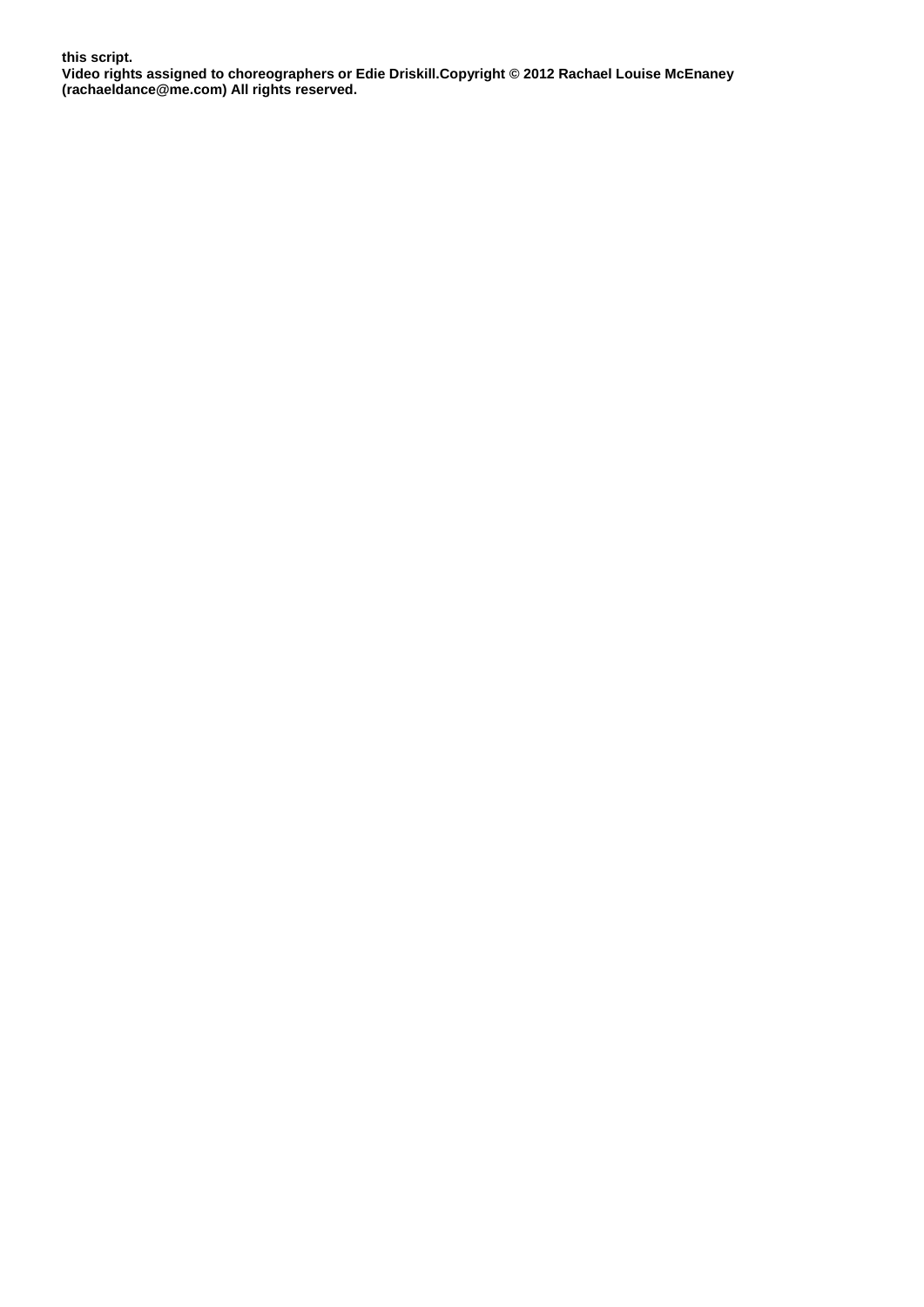**this script.**
**Video rights assigned to choreographers or Edie Driskill.Copyright © 2012 Rachael Louise McEnaney (rachaeldance@me.com) All rights reserved.**